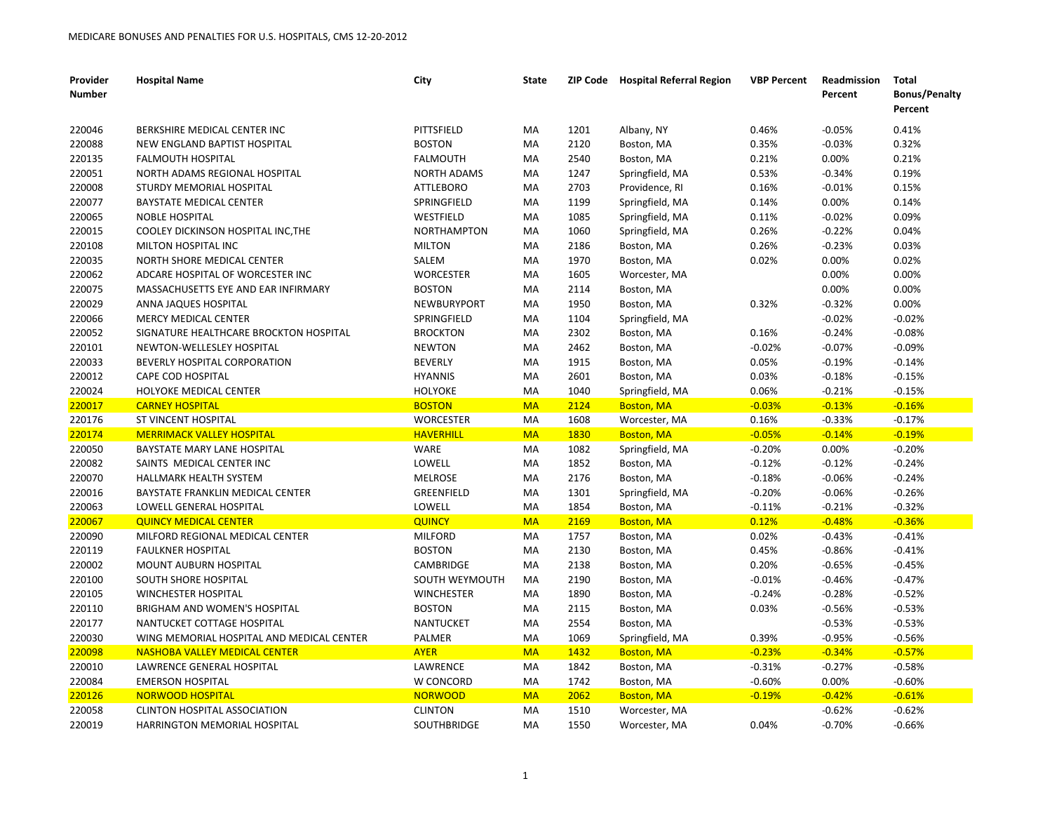MEDICARE BONUSES AND PENALTIES FOR U.S. HOSPITALS, CMS 12-20-2012

| Provider Number | Hospital Name | City | State | ZIP Code | Hospital Referral Region | VBP Percent | Readmission Percent | Total Bonus/Penalty Percent |
|---|---|---|---|---|---|---|---|---|
| 220046 | BERKSHIRE MEDICAL CENTER INC | PITTSFIELD | MA | 1201 | Albany, NY | 0.46% | -0.05% | 0.41% |
| 220088 | NEW ENGLAND BAPTIST HOSPITAL | BOSTON | MA | 2120 | Boston, MA | 0.35% | -0.03% | 0.32% |
| 220135 | FALMOUTH HOSPITAL | FALMOUTH | MA | 2540 | Boston, MA | 0.21% | 0.00% | 0.21% |
| 220051 | NORTH ADAMS REGIONAL HOSPITAL | NORTH ADAMS | MA | 1247 | Springfield, MA | 0.53% | -0.34% | 0.19% |
| 220008 | STURDY MEMORIAL HOSPITAL | ATTLEBORO | MA | 2703 | Providence, RI | 0.16% | -0.01% | 0.15% |
| 220077 | BAYSTATE MEDICAL CENTER | SPRINGFIELD | MA | 1199 | Springfield, MA | 0.14% | 0.00% | 0.14% |
| 220065 | NOBLE HOSPITAL | WESTFIELD | MA | 1085 | Springfield, MA | 0.11% | -0.02% | 0.09% |
| 220015 | COOLEY DICKINSON HOSPITAL INC,THE | NORTHAMPTON | MA | 1060 | Springfield, MA | 0.26% | -0.22% | 0.04% |
| 220108 | MILTON HOSPITAL INC | MILTON | MA | 2186 | Boston, MA | 0.26% | -0.23% | 0.03% |
| 220035 | NORTH SHORE MEDICAL CENTER | SALEM | MA | 1970 | Boston, MA | 0.02% | 0.00% | 0.02% |
| 220062 | ADCARE HOSPITAL OF WORCESTER INC | WORCESTER | MA | 1605 | Worcester, MA | | 0.00% | 0.00% |
| 220075 | MASSACHUSETTS EYE AND EAR INFIRMARY | BOSTON | MA | 2114 | Boston, MA | | 0.00% | 0.00% |
| 220029 | ANNA JAQUES HOSPITAL | NEWBURYPORT | MA | 1950 | Boston, MA | 0.32% | -0.32% | 0.00% |
| 220066 | MERCY MEDICAL CENTER | SPRINGFIELD | MA | 1104 | Springfield, MA | | -0.02% | -0.02% |
| 220052 | SIGNATURE HEALTHCARE BROCKTON HOSPITAL | BROCKTON | MA | 2302 | Boston, MA | 0.16% | -0.24% | -0.08% |
| 220101 | NEWTON-WELLESLEY HOSPITAL | NEWTON | MA | 2462 | Boston, MA | -0.02% | -0.07% | -0.09% |
| 220033 | BEVERLY HOSPITAL CORPORATION | BEVERLY | MA | 1915 | Boston, MA | 0.05% | -0.19% | -0.14% |
| 220012 | CAPE COD HOSPITAL | HYANNIS | MA | 2601 | Boston, MA | 0.03% | -0.18% | -0.15% |
| 220024 | HOLYOKE MEDICAL CENTER | HOLYOKE | MA | 1040 | Springfield, MA | 0.06% | -0.21% | -0.15% |
| 220017 | CARNEY HOSPITAL | BOSTON | MA | 2124 | Boston, MA | -0.03% | -0.13% | -0.16% |
| 220176 | ST VINCENT HOSPITAL | WORCESTER | MA | 1608 | Worcester, MA | 0.16% | -0.33% | -0.17% |
| 220174 | MERRIMACK VALLEY HOSPITAL | HAVERHILL | MA | 1830 | Boston, MA | -0.05% | -0.14% | -0.19% |
| 220050 | BAYSTATE MARY LANE HOSPITAL | WARE | MA | 1082 | Springfield, MA | -0.20% | 0.00% | -0.20% |
| 220082 | SAINTS MEDICAL CENTER INC | LOWELL | MA | 1852 | Boston, MA | -0.12% | -0.12% | -0.24% |
| 220070 | HALLMARK HEALTH SYSTEM | MELROSE | MA | 2176 | Boston, MA | -0.18% | -0.06% | -0.24% |
| 220016 | BAYSTATE FRANKLIN MEDICAL CENTER | GREENFIELD | MA | 1301 | Springfield, MA | -0.20% | -0.06% | -0.26% |
| 220063 | LOWELL GENERAL HOSPITAL | LOWELL | MA | 1854 | Boston, MA | -0.11% | -0.21% | -0.32% |
| 220067 | QUINCY MEDICAL CENTER | QUINCY | MA | 2169 | Boston, MA | 0.12% | -0.48% | -0.36% |
| 220090 | MILFORD REGIONAL MEDICAL CENTER | MILFORD | MA | 1757 | Boston, MA | 0.02% | -0.43% | -0.41% |
| 220119 | FAULKNER HOSPITAL | BOSTON | MA | 2130 | Boston, MA | 0.45% | -0.86% | -0.41% |
| 220002 | MOUNT AUBURN HOSPITAL | CAMBRIDGE | MA | 2138 | Boston, MA | 0.20% | -0.65% | -0.45% |
| 220100 | SOUTH SHORE HOSPITAL | SOUTH WEYMOUTH | MA | 2190 | Boston, MA | -0.01% | -0.46% | -0.47% |
| 220105 | WINCHESTER HOSPITAL | WINCHESTER | MA | 1890 | Boston, MA | -0.24% | -0.28% | -0.52% |
| 220110 | BRIGHAM AND WOMEN'S HOSPITAL | BOSTON | MA | 2115 | Boston, MA | 0.03% | -0.56% | -0.53% |
| 220177 | NANTUCKET COTTAGE HOSPITAL | NANTUCKET | MA | 2554 | Boston, MA | | -0.53% | -0.53% |
| 220030 | WING MEMORIAL HOSPITAL AND MEDICAL CENTER | PALMER | MA | 1069 | Springfield, MA | 0.39% | -0.95% | -0.56% |
| 220098 | NASHOBA VALLEY MEDICAL CENTER | AYER | MA | 1432 | Boston, MA | -0.23% | -0.34% | -0.57% |
| 220010 | LAWRENCE GENERAL HOSPITAL | LAWRENCE | MA | 1842 | Boston, MA | -0.31% | -0.27% | -0.58% |
| 220084 | EMERSON HOSPITAL | W CONCORD | MA | 1742 | Boston, MA | -0.60% | 0.00% | -0.60% |
| 220126 | NORWOOD HOSPITAL | NORWOOD | MA | 2062 | Boston, MA | -0.19% | -0.42% | -0.61% |
| 220058 | CLINTON HOSPITAL ASSOCIATION | CLINTON | MA | 1510 | Worcester, MA | | -0.62% | -0.62% |
| 220019 | HARRINGTON MEMORIAL HOSPITAL | SOUTHBRIDGE | MA | 1550 | Worcester, MA | 0.04% | -0.70% | -0.66% |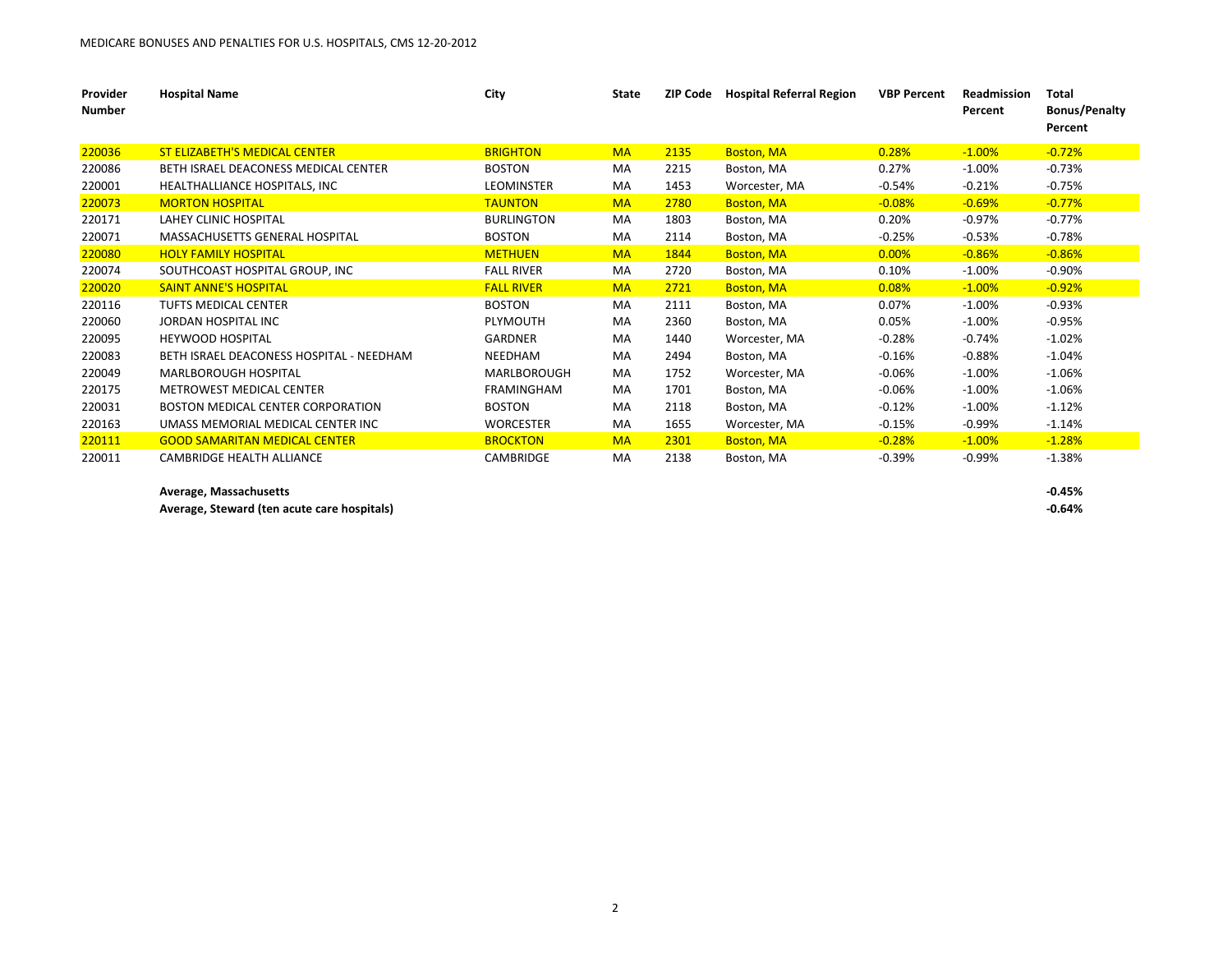MEDICARE BONUSES AND PENALTIES FOR U.S. HOSPITALS, CMS 12-20-2012

| Provider Number | Hospital Name | City | State | ZIP Code | Hospital Referral Region | VBP Percent | Readmission Percent | Total Bonus/Penalty Percent |
|---|---|---|---|---|---|---|---|---|
| 220036 | ST ELIZABETH'S MEDICAL CENTER | BRIGHTON | MA | 2135 | Boston, MA | 0.28% | -1.00% | -0.72% |
| 220086 | BETH ISRAEL DEACONESS MEDICAL CENTER | BOSTON | MA | 2215 | Boston, MA | 0.27% | -1.00% | -0.73% |
| 220001 | HEALTHALLIANCE HOSPITALS, INC | LEOMINSTER | MA | 1453 | Worcester, MA | -0.54% | -0.21% | -0.75% |
| 220073 | MORTON HOSPITAL | TAUNTON | MA | 2780 | Boston, MA | -0.08% | -0.69% | -0.77% |
| 220171 | LAHEY CLINIC HOSPITAL | BURLINGTON | MA | 1803 | Boston, MA | 0.20% | -0.97% | -0.77% |
| 220071 | MASSACHUSETTS GENERAL HOSPITAL | BOSTON | MA | 2114 | Boston, MA | -0.25% | -0.53% | -0.78% |
| 220080 | HOLY FAMILY HOSPITAL | METHUEN | MA | 1844 | Boston, MA | 0.00% | -0.86% | -0.86% |
| 220074 | SOUTHCOAST HOSPITAL GROUP, INC | FALL RIVER | MA | 2720 | Boston, MA | 0.10% | -1.00% | -0.90% |
| 220020 | SAINT ANNE'S HOSPITAL | FALL RIVER | MA | 2721 | Boston, MA | 0.08% | -1.00% | -0.92% |
| 220116 | TUFTS MEDICAL CENTER | BOSTON | MA | 2111 | Boston, MA | 0.07% | -1.00% | -0.93% |
| 220060 | JORDAN HOSPITAL INC | PLYMOUTH | MA | 2360 | Boston, MA | 0.05% | -1.00% | -0.95% |
| 220095 | HEYWOOD HOSPITAL | GARDNER | MA | 1440 | Worcester, MA | -0.28% | -0.74% | -1.02% |
| 220083 | BETH ISRAEL DEACONESS HOSPITAL - NEEDHAM | NEEDHAM | MA | 2494 | Boston, MA | -0.16% | -0.88% | -1.04% |
| 220049 | MARLBOROUGH HOSPITAL | MARLBOROUGH | MA | 1752 | Worcester, MA | -0.06% | -1.00% | -1.06% |
| 220175 | METROWEST MEDICAL CENTER | FRAMINGHAM | MA | 1701 | Boston, MA | -0.06% | -1.00% | -1.06% |
| 220031 | BOSTON MEDICAL CENTER CORPORATION | BOSTON | MA | 2118 | Boston, MA | -0.12% | -1.00% | -1.12% |
| 220163 | UMASS MEMORIAL MEDICAL CENTER INC | WORCESTER | MA | 1655 | Worcester, MA | -0.15% | -0.99% | -1.14% |
| 220111 | GOOD SAMARITAN MEDICAL CENTER | BROCKTON | MA | 2301 | Boston, MA | -0.28% | -1.00% | -1.28% |
| 220011 | CAMBRIDGE HEALTH ALLIANCE | CAMBRIDGE | MA | 2138 | Boston, MA | -0.39% | -0.99% | -1.38% |
| | **Average, Massachusetts** | | | | | | | **-0.45%** |
| | **Average, Steward (ten acute care hospitals)** | | | | | | | **-0.64%** |